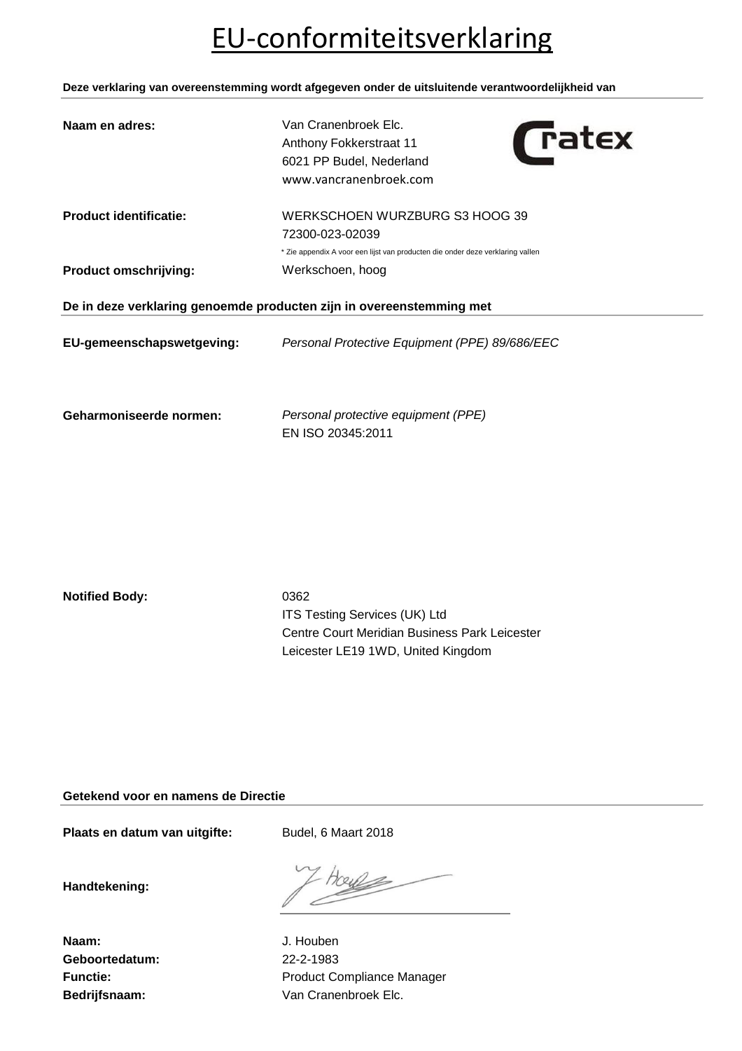# EU-conformiteitsverklaring

**Deze verklaring van overeenstemming wordt afgegeven onder de uitsluitende verantwoordelijkheid van**

| | |
|---|---|
| **Naam en adres:** | Van Cranenbroek Elc.<br>Anthony Fokkerstraat 11<br>6021 PP Budel, Nederland<br>www.vancranenbroek.com |
| **Product identificatie:** | WERKSCHOEN WURZBURG S3 HOOG 39<br>72300-023-02039<br>* Zie appendix A voor een lijst van producten die onder deze verklaring vallen |
| **Product omschrijving:** | Werkschoen, hoog |

**De in deze verklaring genoemde producten zijn in overeenstemming met**

| | |
|---|---|
| **EU-gemeenschapswetgeving:** | *Personal Protective Equipment (PPE) 89/686/EEC* |
| **Geharmoniseerde normen:** | *Personal protective equipment (PPE)*<br>EN ISO 20345:2011 |
| **Notified Body:** | 0362<br>ITS Testing Services (UK) Ltd<br>Centre Court Meridian Business Park Leicester<br>Leicester LE19 1WD, United Kingdom |

**Getekend voor en namens de Directie**

| | |
|---|---|
| **Plaats en datum van uitgifte:** | Budel, 6 Maart 2018 |
| **Handtekening:** | |
| **Naam:** | J. Houben |
| **Geboortedatum:** | 22-2-1983 |
| **Functie:** | Product Compliance Manager |
| **Bedrijfsnaam:** | Van Cranenbroek Elc. |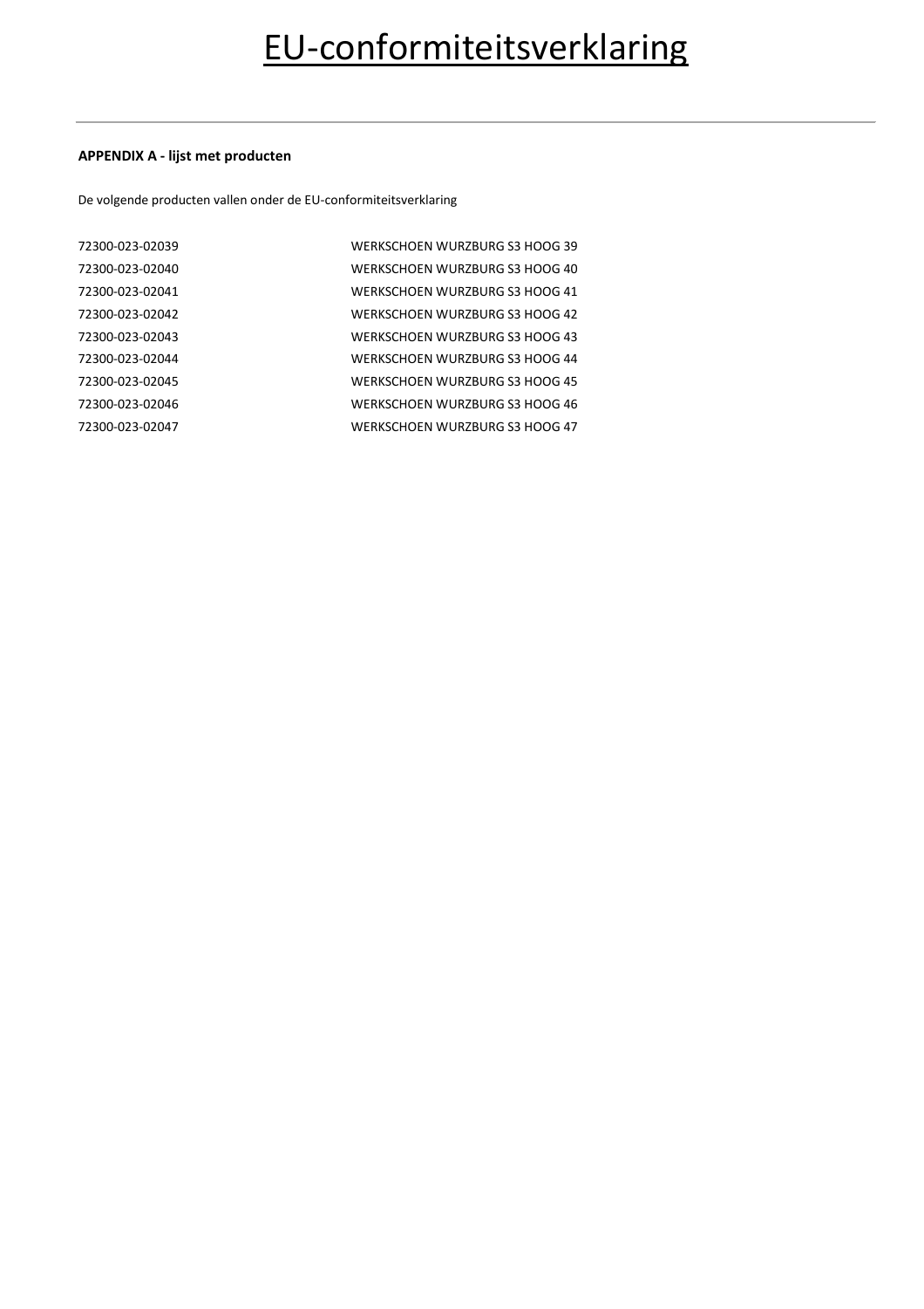# EU-conformiteitsverklaring

---

**APPENDIX A - lijst met producten**

De volgende producten vallen onder de EU-conformiteitsverklaring

| | |
|---|---|
| 72300-023-02039 | WERKSCHOEN WURZBURG S3 HOOG 39 |
| 72300-023-02040 | WERKSCHOEN WURZBURG S3 HOOG 40 |
| 72300-023-02041 | WERKSCHOEN WURZBURG S3 HOOG 41 |
| 72300-023-02042 | WERKSCHOEN WURZBURG S3 HOOG 42 |
| 72300-023-02043 | WERKSCHOEN WURZBURG S3 HOOG 43 |
| 72300-023-02044 | WERKSCHOEN WURZBURG S3 HOOG 44 |
| 72300-023-02045 | WERKSCHOEN WURZBURG S3 HOOG 45 |
| 72300-023-02046 | WERKSCHOEN WURZBURG S3 HOOG 46 |
| 72300-023-02047 | WERKSCHOEN WURZBURG S3 HOOG 47 |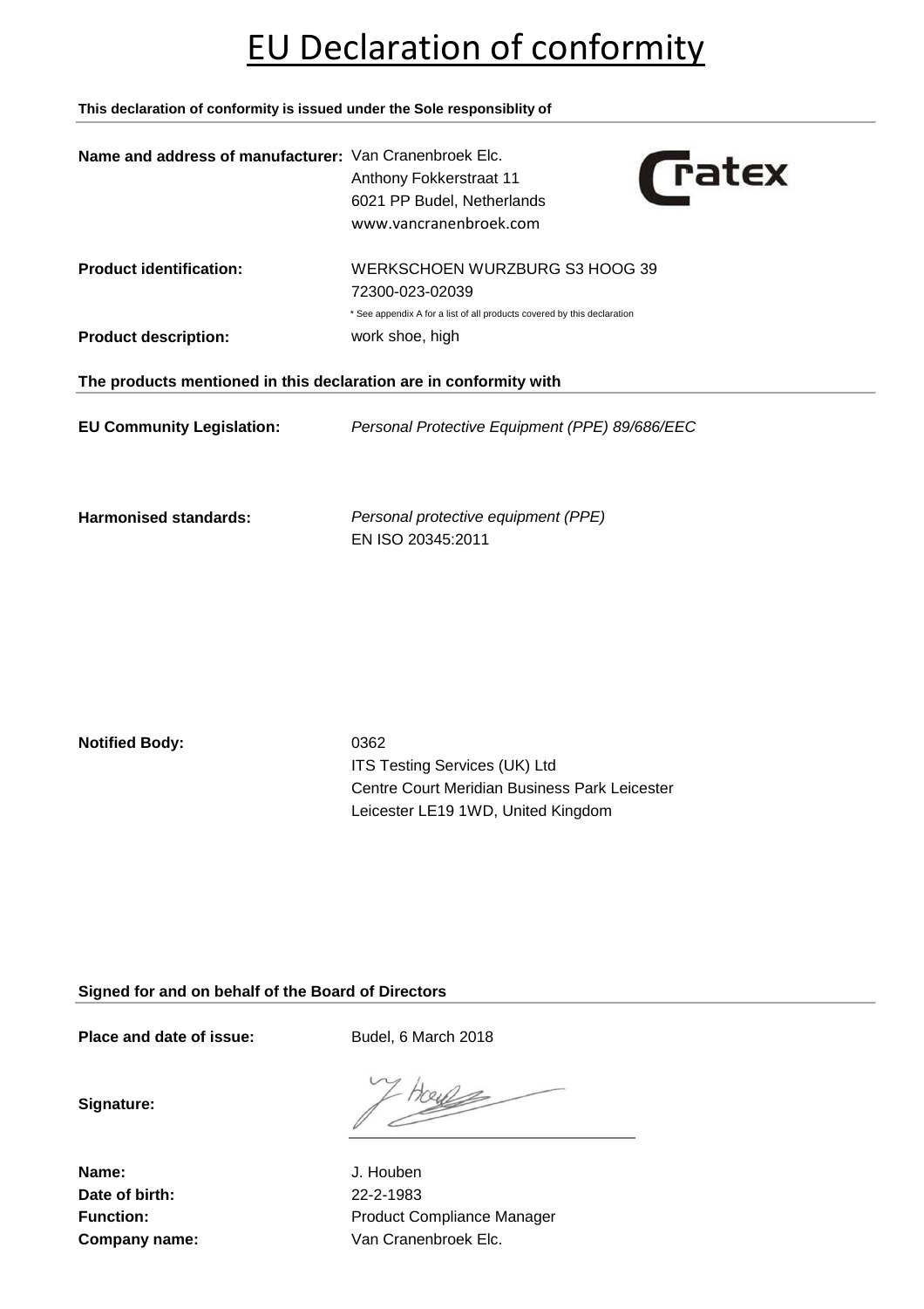# EU Declaration of conformity

**This declaration of conformity is issued under the Sole responsiblity of**

| | |
|---|---|
| **Name and address of manufacturer:** | Van Cranenbroek Elc.<br>Anthony Fokkerstraat 11<br>6021 PP Budel, Netherlands<br>www.vancranenbroek.com |
| **Product identification:** | WERKSCHOEN WURZBURG S3 HOOG 39<br>72300-023-02039<br>* See appendix A for a list of all products covered by this declaration |
| **Product description:** | work shoe, high |

**The products mentioned in this declaration are in conformity with**

| | |
|---|---|
| **EU Community Legislation:** | *Personal Protective Equipment (PPE) 89/686/EEC* |
| **Harmonised standards:** | *Personal protective equipment (PPE)*<br>EN ISO 20345:2011 |
| **Notified Body:** | 0362<br>ITS Testing Services (UK) Ltd<br>Centre Court Meridian Business Park Leicester<br>Leicester LE19 1WD, United Kingdom |

**Signed for and on behalf of the Board of Directors**

| | |
|---|---|
| **Place and date of issue:** | Budel, 6 March 2018 |
| **Signature:** | |
| **Name:** | J. Houben |
| **Date of birth:** | 22-2-1983 |
| **Function:** | Product Compliance Manager |
| **Company name:** | Van Cranenbroek Elc. |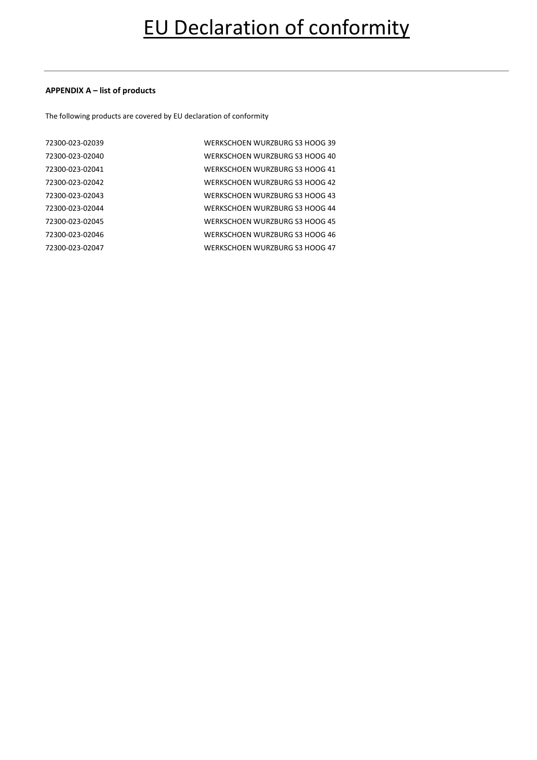# EU Declaration of conformity

**APPENDIX A – list of products**

The following products are covered by EU declaration of conformity

| | |
|---|---|
| 72300-023-02039 | WERKSCHOEN WURZBURG S3 HOOG 39 |
| 72300-023-02040 | WERKSCHOEN WURZBURG S3 HOOG 40 |
| 72300-023-02041 | WERKSCHOEN WURZBURG S3 HOOG 41 |
| 72300-023-02042 | WERKSCHOEN WURZBURG S3 HOOG 42 |
| 72300-023-02043 | WERKSCHOEN WURZBURG S3 HOOG 43 |
| 72300-023-02044 | WERKSCHOEN WURZBURG S3 HOOG 44 |
| 72300-023-02045 | WERKSCHOEN WURZBURG S3 HOOG 45 |
| 72300-023-02046 | WERKSCHOEN WURZBURG S3 HOOG 46 |
| 72300-023-02047 | WERKSCHOEN WURZBURG S3 HOOG 47 |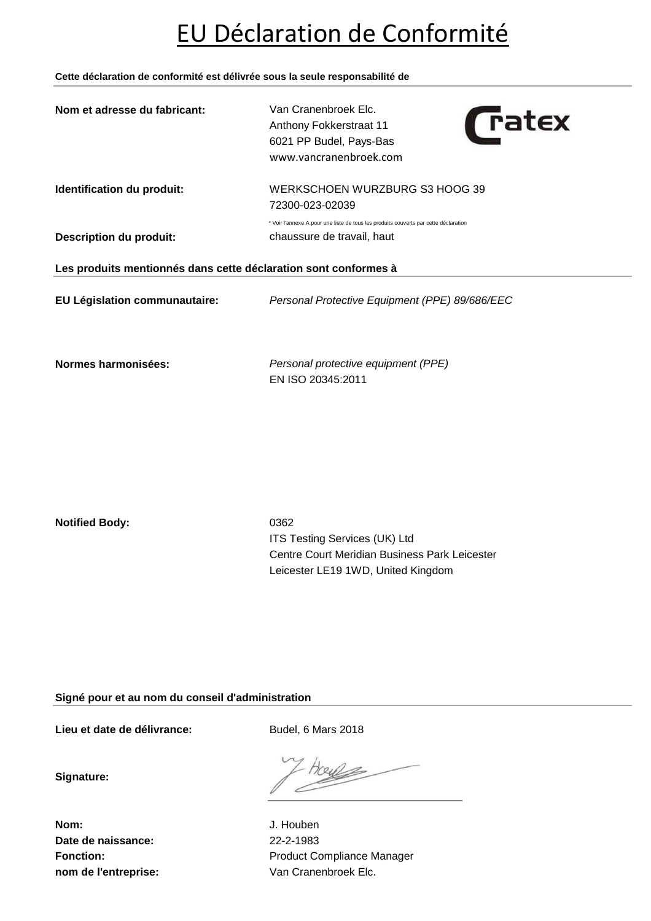# EU Déclaration de Conformité

**Cette déclaration de conformité est délivrée sous la seule responsabilité de**

**Nom et adresse du fabricant:** Van Cranenbroek Elc.
Anthony Fokkerstraat 11
6021 PP Budel, Pays-Bas
www.vancranenbroek.com

**Identification du produit:** WERKSCHOEN WURZBURG S3 HOOG 39
72300-023-02039

* Voir l'annexe A pour une liste de tous les produits couverts par cette déclaration

**Description du produit:** chaussure de travail, haut

**Les produits mentionnés dans cette déclaration sont conformes à**

**EU Législation communautaire:** *Personal Protective Equipment (PPE) 89/686/EEC*

**Normes harmonisées:** *Personal protective equipment (PPE)*
EN ISO 20345:2011

**Notified Body:** 0362
ITS Testing Services (UK) Ltd
Centre Court Meridian Business Park Leicester
Leicester LE19 1WD, United Kingdom

**Signé pour et au nom du conseil d'administration**

**Lieu et date de délivrance:** Budel, 6 Mars 2018

**Signature:**

**Nom:** J. Houben
**Date de naissance:** 22-2-1983
**Fonction:** Product Compliance Manager
**nom de l'entreprise:** Van Cranenbroek Elc.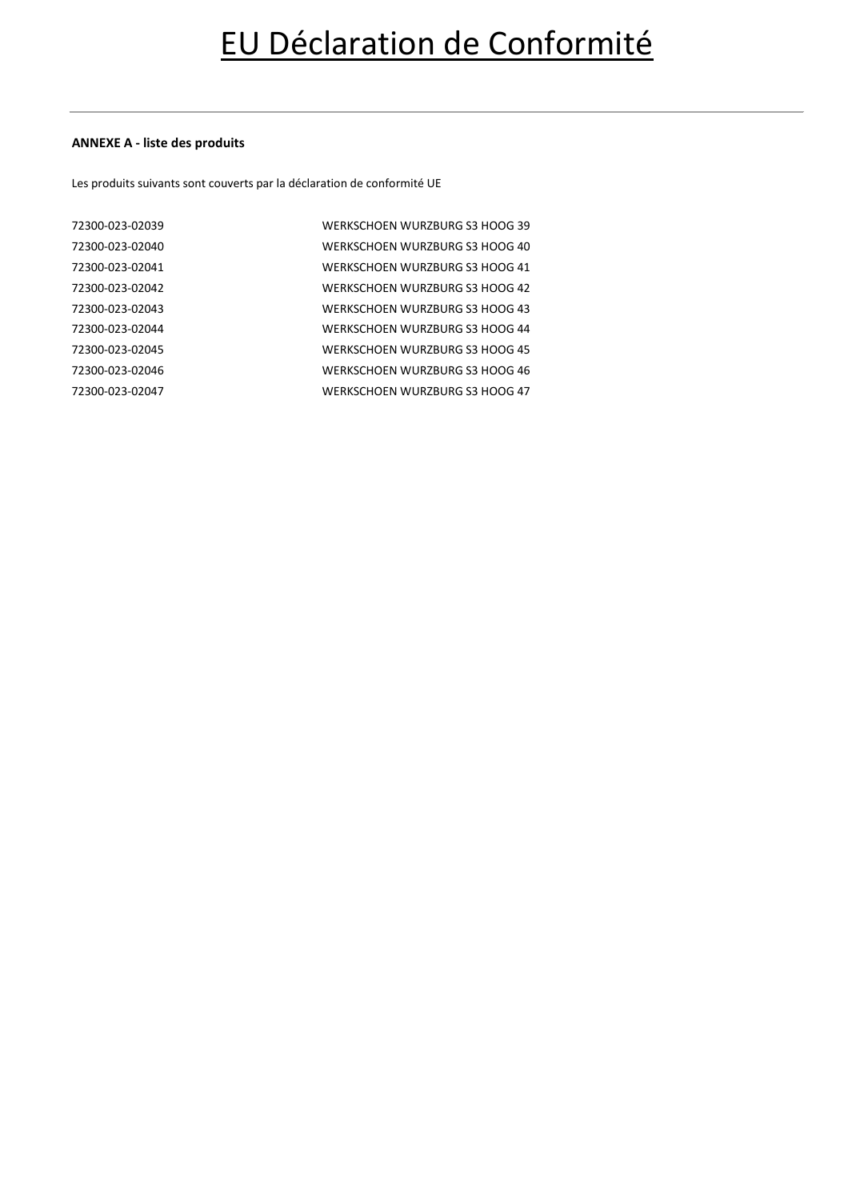# EU Déclaration de Conformité

**ANNEXE A - liste des produits**

Les produits suivants sont couverts par la déclaration de conformité UE

| | |
|---|---|
| 72300-023-02039 | WERKSCHOEN WURZBURG S3 HOOG 39 |
| 72300-023-02040 | WERKSCHOEN WURZBURG S3 HOOG 40 |
| 72300-023-02041 | WERKSCHOEN WURZBURG S3 HOOG 41 |
| 72300-023-02042 | WERKSCHOEN WURZBURG S3 HOOG 42 |
| 72300-023-02043 | WERKSCHOEN WURZBURG S3 HOOG 43 |
| 72300-023-02044 | WERKSCHOEN WURZBURG S3 HOOG 44 |
| 72300-023-02045 | WERKSCHOEN WURZBURG S3 HOOG 45 |
| 72300-023-02046 | WERKSCHOEN WURZBURG S3 HOOG 46 |
| 72300-023-02047 | WERKSCHOEN WURZBURG S3 HOOG 47 |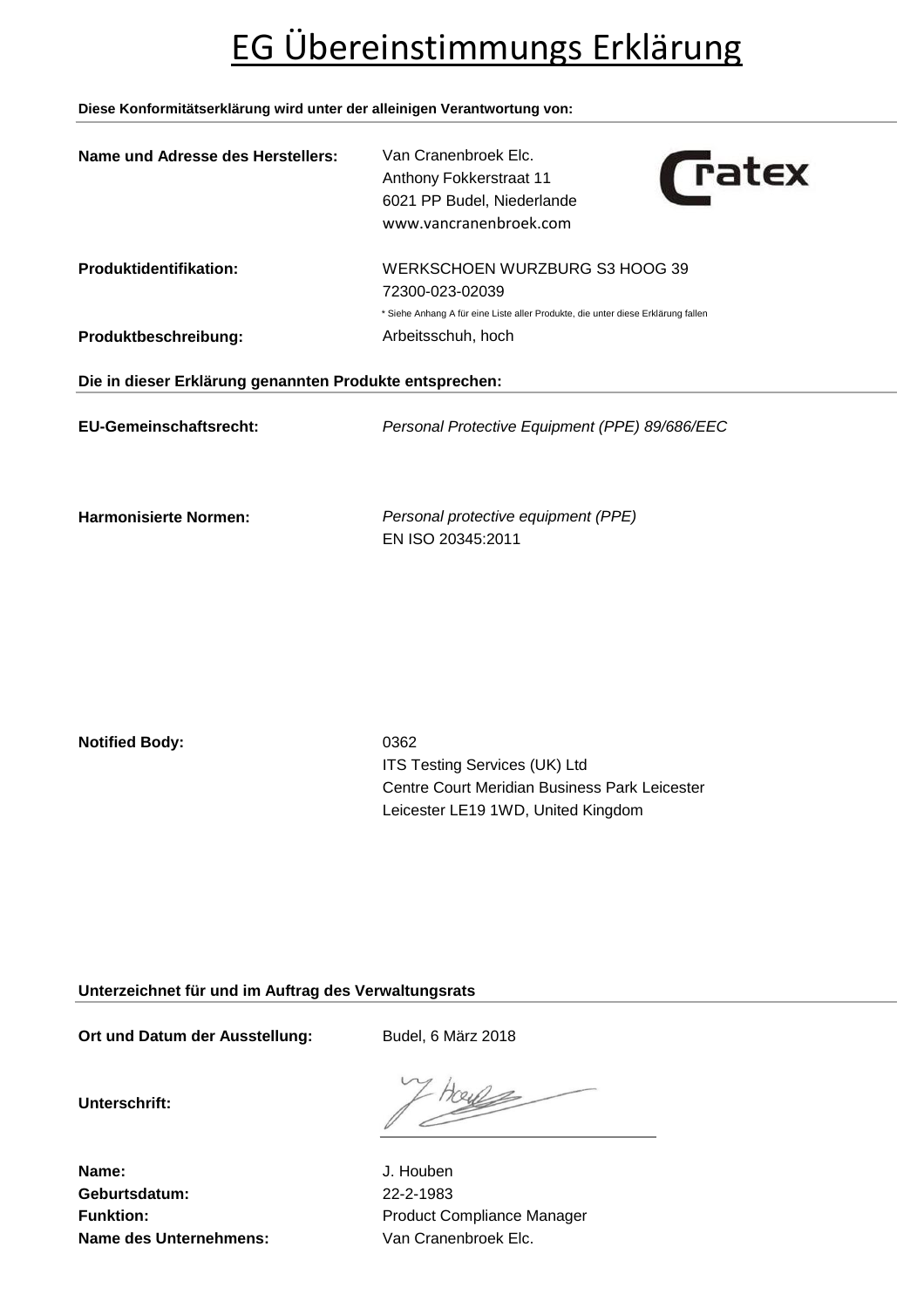# EG Übereinstimmungs Erklärung

**Diese Konformitätserklärung wird unter der alleinigen Verantwortung von:**

| | |
|---|---|
| **Name und Adresse des Herstellers:** | Van Cranenbroek Elc.<br>Anthony Fokkerstraat 11<br>6021 PP Budel, Niederlande<br>www.vancranenbroek.com |
| **Produktidentifikation:** | WERKSCHOEN WURZBURG S3 HOOG 39<br>72300-023-02039<br>* Siehe Anhang A für eine Liste aller Produkte, die unter diese Erklärung fallen |
| **Produktbeschreibung:** | Arbeitsschuh, hoch |

**Die in dieser Erklärung genannten Produkte entsprechen:**

| | |
|---|---|
| **EU-Gemeinschaftsrecht:** | *Personal Protective Equipment (PPE) 89/686/EEC* |
| **Harmonisierte Normen:** | *Personal protective equipment (PPE)*<br>EN ISO 20345:2011 |
| **Notified Body:** | 0362<br>ITS Testing Services (UK) Ltd<br>Centre Court Meridian Business Park Leicester<br>Leicester LE19 1WD, United Kingdom |

**Unterzeichnet für und im Auftrag des Verwaltungsrats**

| | |
|---|---|
| **Ort und Datum der Ausstellung:** | Budel, 6 März 2018 |
| **Unterschrift:** | |
| **Name:** | J. Houben |
| **Geburtsdatum:** | 22-2-1983 |
| **Funktion:** | Product Compliance Manager |
| **Name des Unternehmens:** | Van Cranenbroek Elc. |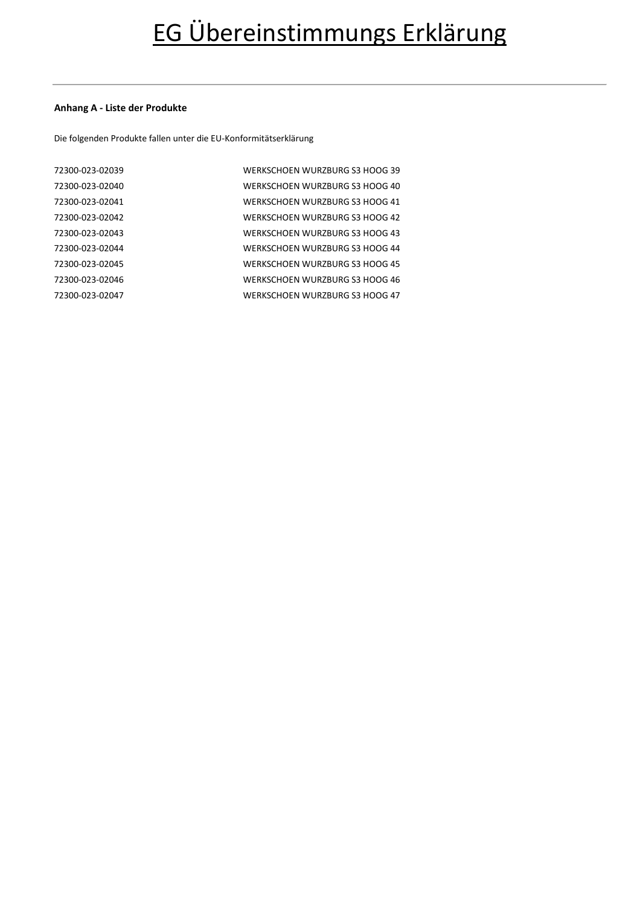# EG Übereinstimmungs Erklärung

**Anhang A - Liste der Produkte**

Die folgenden Produkte fallen unter die EU-Konformitätserklärung

| | |
|---|---|
| 72300-023-02039 | WERKSCHOEN WURZBURG S3 HOOG 39 |
| 72300-023-02040 | WERKSCHOEN WURZBURG S3 HOOG 40 |
| 72300-023-02041 | WERKSCHOEN WURZBURG S3 HOOG 41 |
| 72300-023-02042 | WERKSCHOEN WURZBURG S3 HOOG 42 |
| 72300-023-02043 | WERKSCHOEN WURZBURG S3 HOOG 43 |
| 72300-023-02044 | WERKSCHOEN WURZBURG S3 HOOG 44 |
| 72300-023-02045 | WERKSCHOEN WURZBURG S3 HOOG 45 |
| 72300-023-02046 | WERKSCHOEN WURZBURG S3 HOOG 46 |
| 72300-023-02047 | WERKSCHOEN WURZBURG S3 HOOG 47 |